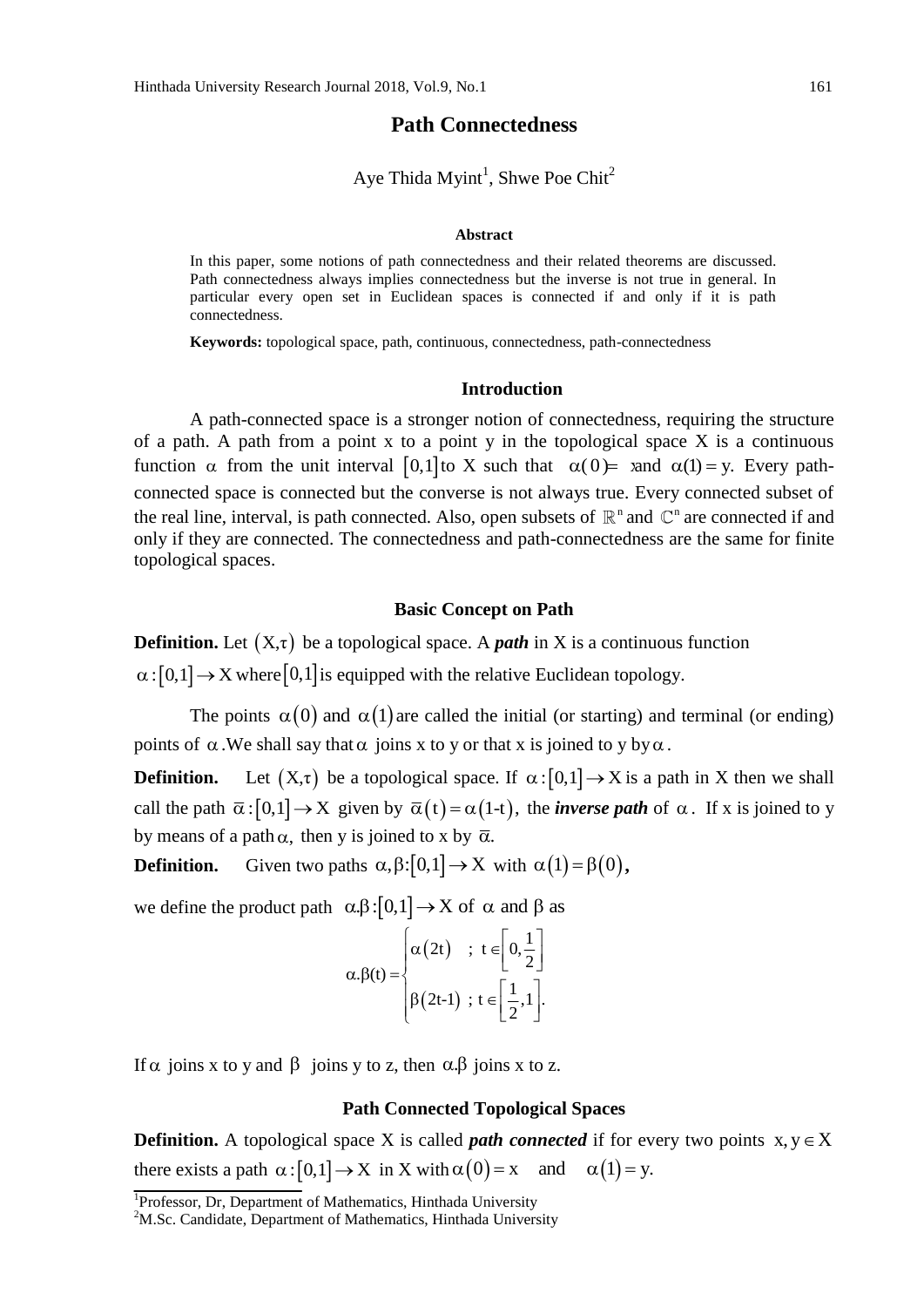# Path Connectedness

Aye Thida Myint[1], Shwe Poe Chit[2]

**Abstract**

In this paper, some notions of path connectedness and their related theorems are discussed. Path connectedness always implies connectedness but the inverse is not true in general. In particular every open set in Euclidean spaces is connected if and only if it is path connectedness.

**Keywords:** topological space, path, continuous, connectedness, path-connectedness

## Introduction

A path-connected space is a stronger notion of connectedness, requiring the structure of a path. A path from a point x to a point y in the topological space X is a continuous function $\alpha$ from the unit interval $[0,1]$ to X such that $\alpha(0) = x$ and $\alpha(1) = y$. Every path-connected space is connected but the converse is not always true. Every connected subset of the real line, interval, is path connected. Also, open subsets of $\mathbb{R}^n$ and $\mathbb{C}^n$ are connected if and only if they are connected. The connectedness and path-connectedness are the same for finite topological spaces.

## Basic Concept on Path

**Definition.** Let $(X,\tau)$ be a topological space. A ***path*** in X is a continuous function $\alpha:[0,1] \to X$ where $[0,1]$ is equipped with the relative Euclidean topology.

The points $\alpha(0)$ and $\alpha(1)$ are called the initial (or starting) and terminal (or ending) points of $\alpha$. We shall say that $\alpha$ joins x to y or that x is joined to y by $\alpha$.

**Definition.** Let $(X,\tau)$ be a topological space. If $\alpha:[0,1] \to X$ is a path in X then we shall call the path $\bar{\alpha}:[0,1] \to X$ given by $\bar{\alpha}(t) = \alpha(1\text{-}t)$, the ***inverse path*** of $\alpha$. If x is joined to y by means of a path $\alpha$, then y is joined to x by $\bar{\alpha}$.

**Definition.** Given two paths $\alpha, \beta:[0,1] \to X$ with $\alpha(1) = \beta(0)$,

we define the product path $\alpha.\beta:[0,1] \to X$ of $\alpha$ and $\beta$ as

$$\alpha.\beta(t) = \begin{cases} \alpha(2t) & ;\ t \in \left[0, \frac{1}{2}\right] \\ \beta(2t\text{-}1) & ;\ t \in \left[\frac{1}{2}, 1\right]. \end{cases}$$

If $\alpha$ joins x to y and $\beta$ joins y to z, then $\alpha.\beta$ joins x to z.

## Path Connected Topological Spaces

**Definition.** A topological space X is called ***path connected*** if for every two points $x, y \in X$ there exists a path $\alpha:[0,1] \to X$ in X with $\alpha(0) = x$ and $\alpha(1) = y$.

[1]Professor, Dr, Department of Mathematics, Hinthada University

[2]M.Sc. Candidate, Department of Mathematics, Hinthada University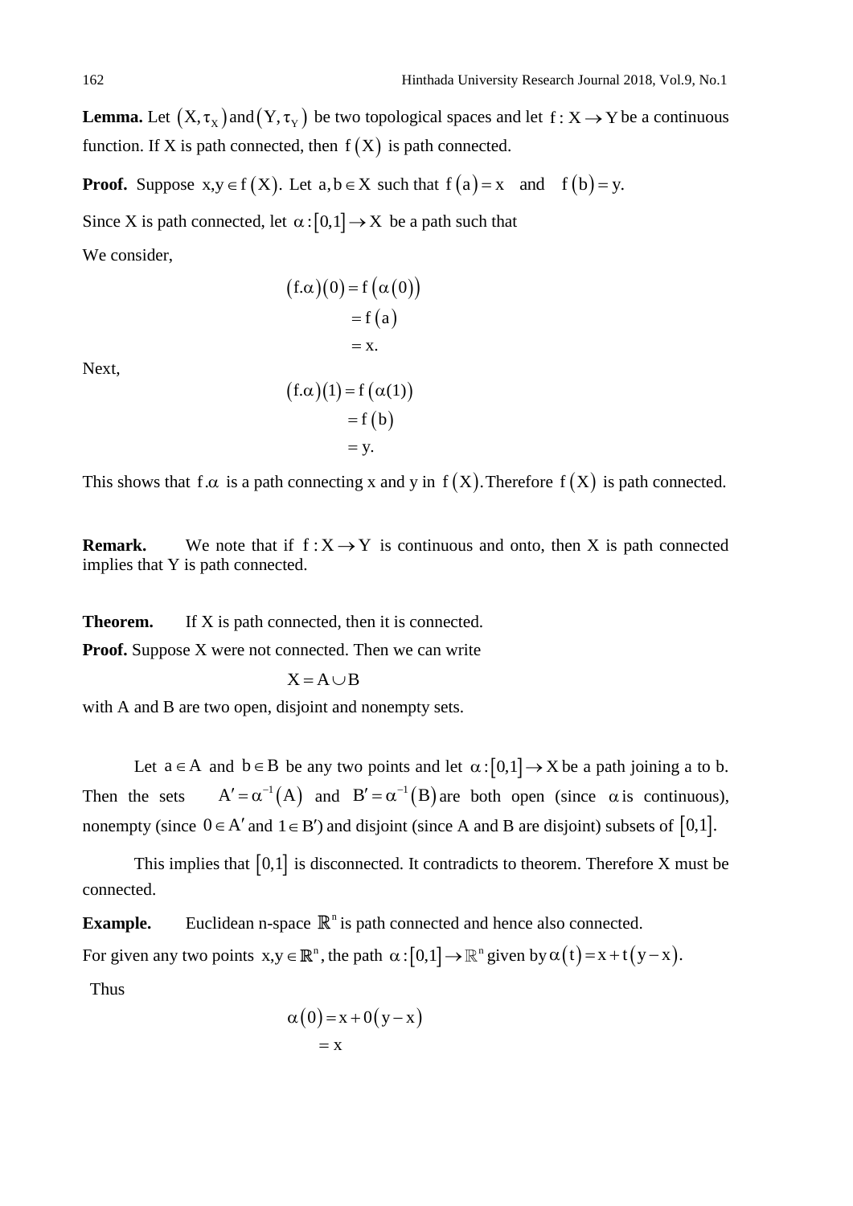**Lemma.** Let $(X, \tau_X)$ and $(Y, \tau_Y)$ be two topological spaces and let $f: X \to Y$ be a continuous function. If X is path connected, then $f(X)$ is path connected.

**Proof.** Suppose $x, y \in f(X)$. Let $a, b \in X$ such that $f(a) = x$ and $f(b) = y$.

Since X is path connected, let $\alpha: [0,1] \to X$ be a path such that

We consider,

$$
\begin{aligned}
(f.\alpha)(0) &= f(\alpha(0)) \\
&= f(a) \\
&= x.
\end{aligned}
$$

Next,

$$
\begin{aligned}
(f.\alpha)(1) &= f(\alpha(1)) \\
&= f(b) \\
&= y.
\end{aligned}
$$

This shows that $f.\alpha$ is a path connecting x and y in $f(X)$. Therefore $f(X)$ is path connected.

**Remark.** We note that if $f: X \to Y$ is continuous and onto, then X is path connected implies that Y is path connected.

**Theorem.** If X is path connected, then it is connected.

**Proof.** Suppose X were not connected. Then we can write

$$X = A \cup B$$

with A and B are two open, disjoint and nonempty sets.

Let $a \in A$ and $b \in B$ be any two points and let $\alpha: [0,1] \to X$ be a path joining a to b. Then the sets $A' = \alpha^{-1}(A)$ and $B' = \alpha^{-1}(B)$ are both open (since $\alpha$ is continuous), nonempty (since $0 \in A'$ and $1 \in B'$) and disjoint (since A and B are disjoint) subsets of $[0,1]$.

This implies that $[0,1]$ is disconnected. It contradicts to theorem. Therefore X must be connected.

**Example.** Euclidean n-space $\mathbb{R}^n$ is path connected and hence also connected.

For given any two points $x, y \in \mathbb{R}^n$, the path $\alpha: [0,1] \to \mathbb{R}^n$ given by $\alpha(t) = x + t(y - x)$.

Thus

$$
\begin{aligned}
\alpha(0) &= x + 0(y - x) \\
&= x
\end{aligned}
$$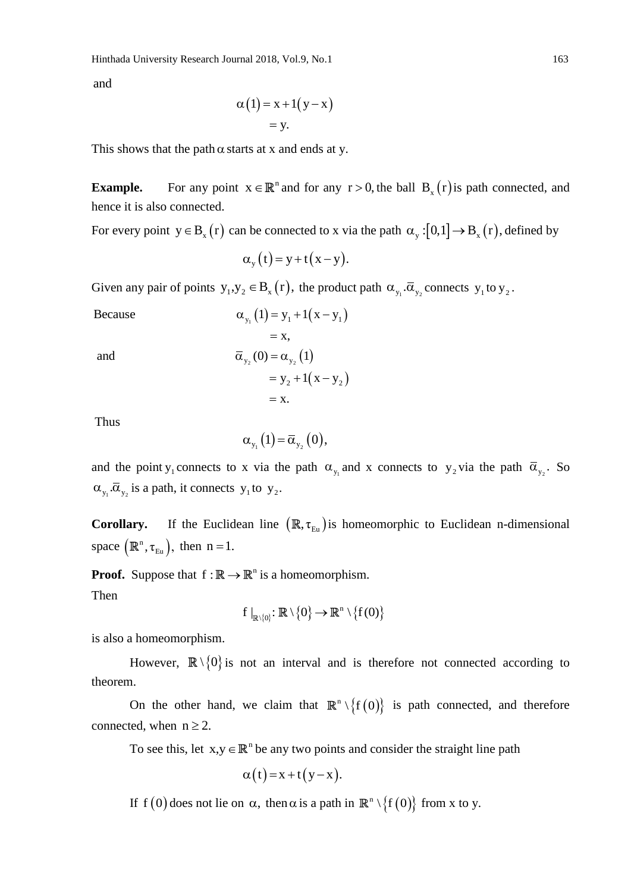and

$$
\begin{aligned}
\alpha(1) &= x + 1(y - x) \\
&= y.
\end{aligned}
$$

This shows that the path $\alpha$ starts at x and ends at y.

**Example.** For any point $x \in \mathbb{R}^n$ and for any $r > 0,$ the ball $B_x(r)$ is path connected, and hence it is also connected.

For every point $y \in B_x(r)$ can be connected to x via the path $\alpha_y : [0,1] \to B_x(r),$ defined by

$$
\alpha_y(t) = y + t(x - y).
$$

Given any pair of points $y_1, y_2 \in B_x(r),$ the product path $\alpha_{y_1}.\bar{\alpha}_{y_2}$ connects $y_1$ to $y_2$.

Because

$$
\begin{aligned}
\alpha_{y_1}(1) &= y_1 + 1(x - y_1) \\
&= x,
\end{aligned}
$$

and

$$
\begin{aligned}
\bar{\alpha}_{y_2}(0) &= \alpha_{y_2}(1) \\
&= y_2 + 1(x - y_2) \\
&= x.
\end{aligned}
$$

Thus

$$
\alpha_{y_1}(1) = \bar{\alpha}_{y_2}(0),
$$

and the point $y_1$ connects to x via the path $\alpha_{y_1}$ and x connects to $y_2$ via the path $\bar{\alpha}_{y_2}$. So $\alpha_{y_1}.\bar{\alpha}_{y_2}$ is a path, it connects $y_1$ to $y_2$.

**Corollary.** If the Euclidean line $(\mathbb{R}, \tau_{Eu})$ is homeomorphic to Euclidean n-dimensional space $(\mathbb{R}^n, \tau_{Eu}),$ then $n = 1.$

**Proof.** Suppose that $f : \mathbb{R} \to \mathbb{R}^n$ is a homeomorphism.

Then

$$
f|_{\mathbb{R}\setminus\{0\}} : \mathbb{R} \setminus \{0\} \to \mathbb{R}^n \setminus \{f(0)\}
$$

is also a homeomorphism.

However, $\mathbb{R} \setminus \{0\}$ is not an interval and is therefore not connected according to theorem.

On the other hand, we claim that $\mathbb{R}^n \setminus \{f(0)\}$ is path connected, and therefore connected, when $n \geq 2.$

To see this, let $x, y \in \mathbb{R}^n$ be any two points and consider the straight line path

$$
\alpha(t) = x + t(y - x).
$$

If $f(0)$ does not lie on $\alpha,$ then $\alpha$ is a path in $\mathbb{R}^n \setminus \{f(0)\}$ from x to y.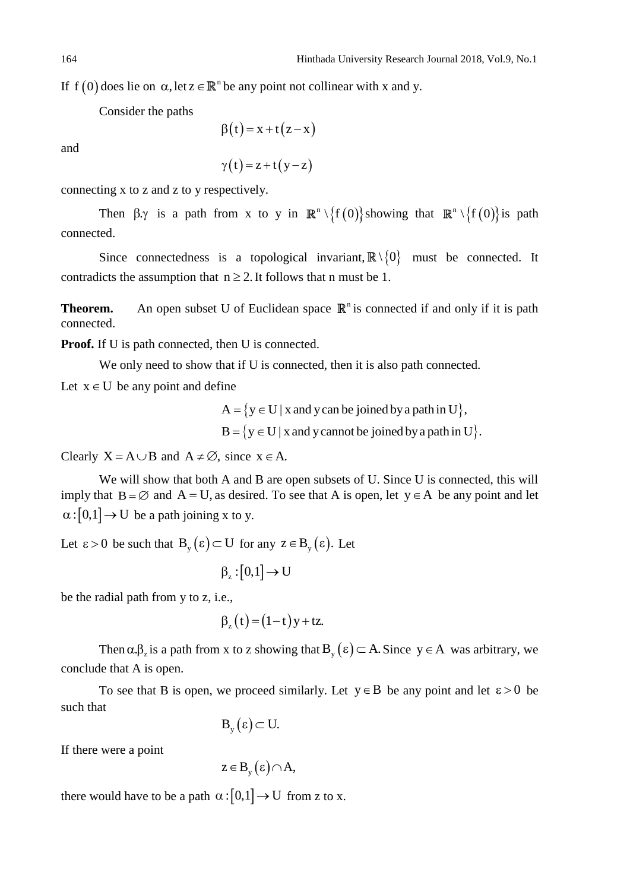If $f(0)$ does lie on $\alpha$, let $z \in \mathbb{R}^n$ be any point not collinear with x and y.

Consider the paths

$$\beta(t) = x + t(z - x)$$

and

$$\gamma(t) = z + t(y - z)$$

connecting x to z and z to y respectively.

Then $\beta.\gamma$ is a path from x to y in $\mathbb{R}^n \setminus \{f(0)\}$ showing that $\mathbb{R}^n \setminus \{f(0)\}$ is path connected.

Since connectedness is a topological invariant, $\mathbb{R} \setminus \{0\}$ must be connected. It contradicts the assumption that $n \geq 2$. It follows that n must be 1.

**Theorem.** An open subset U of Euclidean space $\mathbb{R}^n$ is connected if and only if it is path connected.

**Proof.** If U is path connected, then U is connected.

We only need to show that if U is connected, then it is also path connected.

Let $x \in U$ be any point and define

$$A = \{y \in U \mid x \text{ and } y \text{ can be joined by a path in } U\},$$
$$B = \{y \in U \mid x \text{ and } y \text{ cannot be joined by a path in } U\}.$$

Clearly $X = A \cup B$ and $A \neq \varnothing$, since $x \in A$.

We will show that both A and B are open subsets of U. Since U is connected, this will imply that $B = \varnothing$ and $A = U$, as desired. To see that A is open, let $y \in A$ be any point and let $\alpha : [0,1] \to U$ be a path joining x to y.

Let $\varepsilon > 0$ be such that $B_y(\varepsilon) \subset U$ for any $z \in B_y(\varepsilon)$. Let

$$\beta_z : [0,1] \to U$$

be the radial path from y to z, i.e.,

$$\beta_z(t) = (1 - t)y + tz.$$

Then $\alpha.\beta_z$ is a path from x to z showing that $B_y(\varepsilon) \subset A$. Since $y \in A$ was arbitrary, we conclude that A is open.

To see that B is open, we proceed similarly. Let $y \in B$ be any point and let $\varepsilon > 0$ be such that

$$B_y(\varepsilon) \subset U.$$

If there were a point

$$z \in B_y(\varepsilon) \cap A,$$

there would have to be a path $\alpha : [0,1] \to U$ from z to x.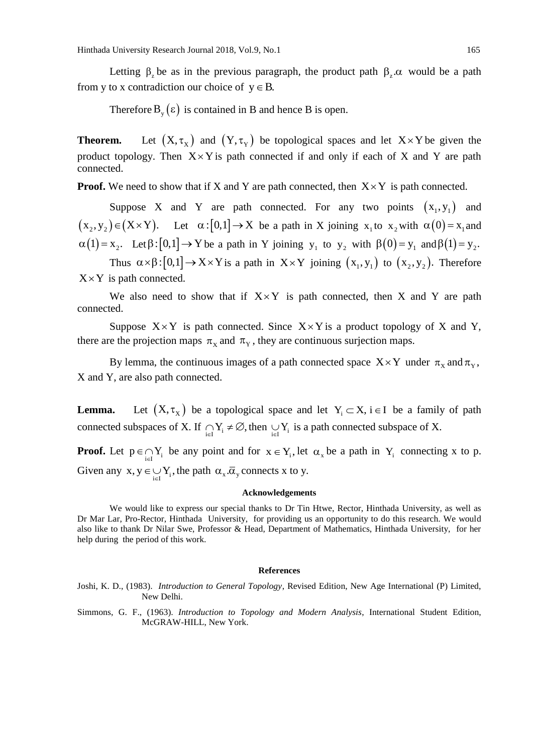Letting $\beta_z$ be as in the previous paragraph, the product path $\beta_z.\alpha$ would be a path from y to x contradiction our choice of $y \in B$.

Therefore $B_y(\varepsilon)$ is contained in B and hence B is open.

**Theorem.** Let $(X, \tau_X)$ and $(Y, \tau_Y)$ be topological spaces and let $X \times Y$ be given the product topology. Then $X \times Y$ is path connected if and only if each of X and Y are path connected.

**Proof.** We need to show that if X and Y are path connected, then $X \times Y$ is path connected.

Suppose X and Y are path connected. For any two points $(x_1, y_1)$ and $(x_2, y_2) \in (X \times Y)$. Let $\alpha : [0,1] \to X$ be a path in X joining $x_1$ to $x_2$ with $\alpha(0) = x_1$ and $\alpha(1) = x_2$. Let $\beta : [0,1] \to Y$ be a path in Y joining $y_1$ to $y_2$ with $\beta(0) = y_1$ and $\beta(1) = y_2$.

Thus $\alpha \times \beta : [0,1] \to X \times Y$ is a path in $X \times Y$ joining $(x_1, y_1)$ to $(x_2, y_2)$. Therefore $X \times Y$ is path connected.

We also need to show that if $X \times Y$ is path connected, then X and Y are path connected.

Suppose $X \times Y$ is path connected. Since $X \times Y$ is a product topology of X and Y, there are the projection maps $\pi_X$ and $\pi_Y$, they are continuous surjection maps.

By lemma, the continuous images of a path connected space $X \times Y$ under $\pi_X$ and $\pi_Y$, X and Y, are also path connected.

**Lemma.** Let $(X, \tau_X)$ be a topological space and let $Y_i \subset X, i \in I$ be a family of path connected subspaces of X. If $\bigcap_{i \in I} Y_i \neq \varnothing$, then $\bigcup_{i \in I} Y_i$ is a path connected subspace of X.

**Proof.** Let $p \in \bigcap_{i \in I} Y_i$ be any point and for $x \in Y_i$, let $\alpha_x$ be a path in $Y_i$ connecting x to p. Given any $x, y \in \bigcup_{i \in I} Y_i$, the path $\alpha_x.\bar{\alpha}_y$ connects x to y.

## Acknowledgements

We would like to express our special thanks to Dr Tin Htwe, Rector, Hinthada University, as well as Dr Mar Lar, Pro-Rector, Hinthada University, for providing us an opportunity to do this research. We would also like to thank Dr Nilar Swe, Professor & Head, Department of Mathematics, Hinthada University, for her help during the period of this work.

## References

Joshi, K. D., (1983). *Introduction to General Topology*, Revised Edition, New Age International (P) Limited, New Delhi.

Simmons, G. F., (1963). *Introduction to Topology and Modern Analysis*, International Student Edition, McGRAW-HILL, New York.